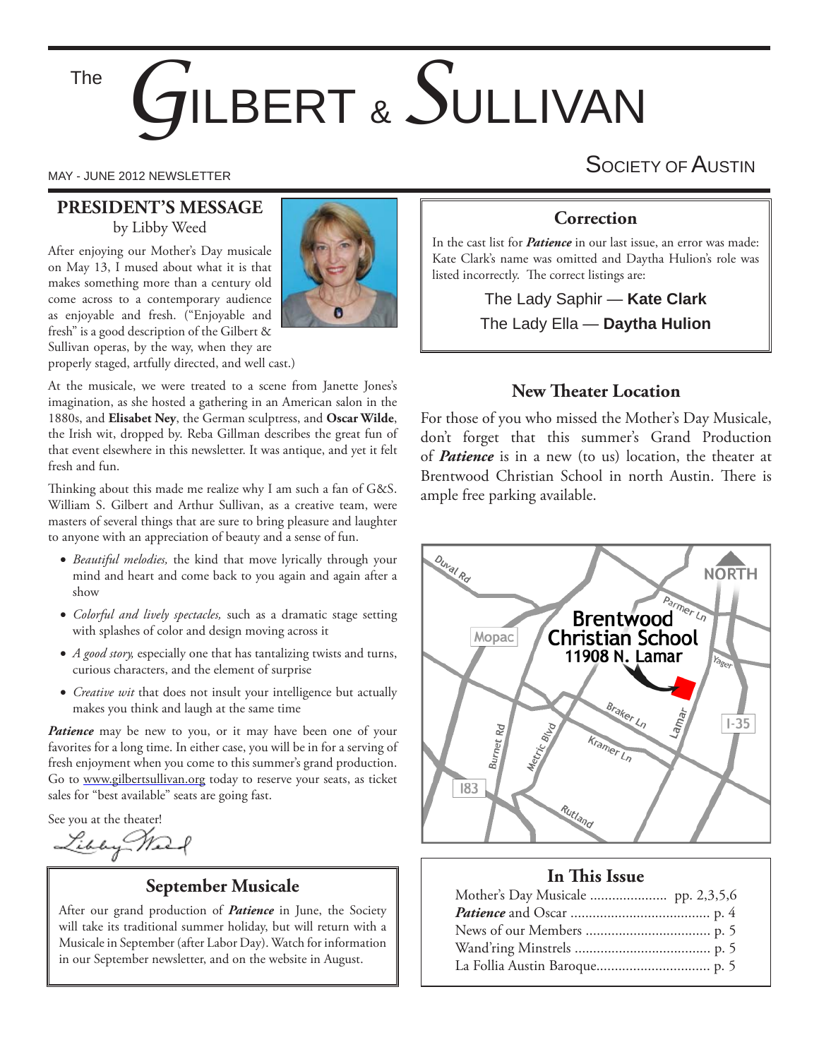# The Gilbert & Sullivan Society of Austin

MAY - JUNE 2012 NEWSLETTER

## PRESIDENT'S MESSAGE

by Libby Weed

After enjoying our Mother's Day musicale on May 13, I mused about what it is that makes something more than a century old come across to a contemporary audience as enjoyable and fresh. ("Enjoyable and fresh" is a good description of the Gilbert & Sullivan operas, by the way, when they are properly staged, artfully directed, and well cast.)

At the musicale, we were treated to a scene from Janette Jones's imagination, as she hosted a gathering in an American salon in the 1880s, and **Elisabet Ney**, the German sculptress, and **Oscar Wilde**, the Irish wit, dropped by. Reba Gillman describes the great fun of that event elsewhere in this newsletter. It was antique, and yet it felt fresh and fun.

Thinking about this made me realize why I am such a fan of G&S. William S. Gilbert and Arthur Sullivan, as a creative team, were masters of several things that are sure to bring pleasure and laughter to anyone with an appreciation of beauty and a sense of fun.

- *Beautiful melodies,* the kind that move lyrically through your mind and heart and come back to you again and again after a show
- *Colorful and lively spectacles,* such as a dramatic stage setting with splashes of color and design moving across it
- *A good story,* especially one that has tantalizing twists and turns, curious characters, and the element of surprise
- *Creative wit* that does not insult your intelligence but actually makes you think and laugh at the same time

***Patience*** may be new to you, or it may have been one of your favorites for a long time. In either case, you will be in for a serving of fresh enjoyment when you come to this summer's grand production. Go to www.gilbertsullivan.org today to reserve your seats, as ticket sales for "best available" seats are going fast.

See you at the theater!

Libby Weed

## September Musicale

After our grand production of ***Patience*** in June, the Society will take its traditional summer holiday, but will return with a Musicale in September (after Labor Day). Watch for information in our September newsletter, and on the website in August.

## Correction

In the cast list for ***Patience*** in our last issue, an error was made: Kate Clark's name was omitted and Daytha Hulion's role was listed incorrectly. The correct listings are:

The Lady Saphir — **Kate Clark**

The Lady Ella — **Daytha Hulion**

## New Theater Location

For those of you who missed the Mother's Day Musicale, don't forget that this summer's Grand Production of ***Patience*** is in a new (to us) location, the theater at Brentwood Christian School in north Austin. There is ample free parking available.

**Brentwood Christian School**
**11908 N. Lamar**

## In This Issue

Mother's Day Musicale .................... pp. 2,3,5,6
***Patience*** and Oscar .................................... p. 4
News of our Members ................................ p. 5
Wand'ring Minstrels .................................. p. 5
La Follia Austin Baroque.............................. p. 5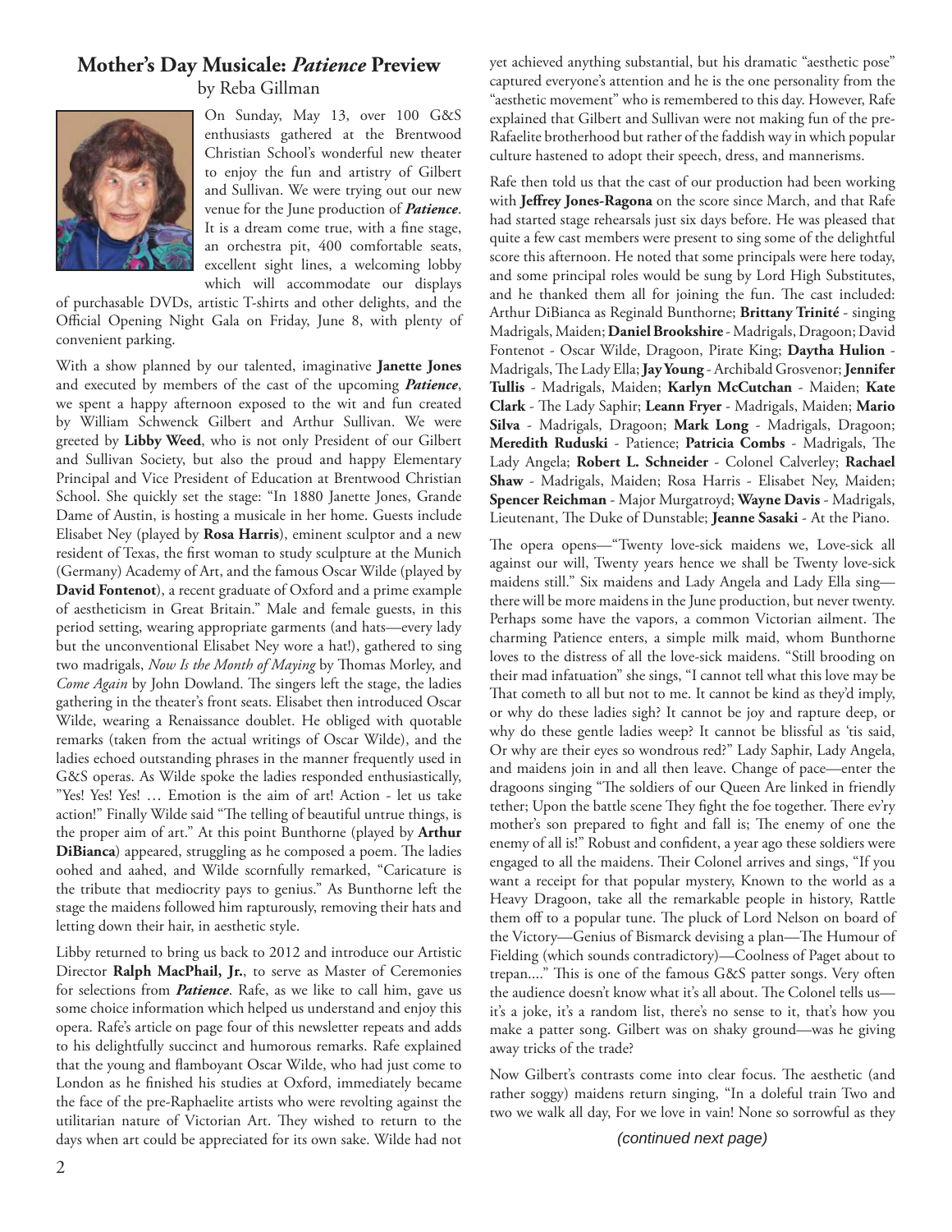## Mother's Day Musicale: *Patience* Preview

by Reba Gillman

On Sunday, May 13, over 100 G&S enthusiasts gathered at the Brentwood Christian School's wonderful new theater to enjoy the fun and artistry of Gilbert and Sullivan. We were trying out our new venue for the June production of ***Patience***. It is a dream come true, with a fine stage, an orchestra pit, 400 comfortable seats, excellent sight lines, a welcoming lobby which will accommodate our displays of purchasable DVDs, artistic T-shirts and other delights, and the Official Opening Night Gala on Friday, June 8, with plenty of convenient parking.

With a show planned by our talented, imaginative **Janette Jones** and executed by members of the cast of the upcoming ***Patience***, we spent a happy afternoon exposed to the wit and fun created by William Schwenck Gilbert and Arthur Sullivan. We were greeted by **Libby Weed**, who is not only President of our Gilbert and Sullivan Society, but also the proud and happy Elementary Principal and Vice President of Education at Brentwood Christian School. She quickly set the stage: "In 1880 Janette Jones, Grande Dame of Austin, is hosting a musicale in her home. Guests include Elisabet Ney (played by **Rosa Harris**), eminent sculptor and a new resident of Texas, the first woman to study sculpture at the Munich (Germany) Academy of Art, and the famous Oscar Wilde (played by **David Fontenot**), a recent graduate of Oxford and a prime example of aestheticism in Great Britain." Male and female guests, in this period setting, wearing appropriate garments (and hats—every lady but the unconventional Elisabet Ney wore a hat!), gathered to sing two madrigals, *Now Is the Month of Maying* by Thomas Morley, and *Come Again* by John Dowland. The singers left the stage, the ladies gathering in the theater's front seats. Elisabet then introduced Oscar Wilde, wearing a Renaissance doublet. He obliged with quotable remarks (taken from the actual writings of Oscar Wilde), and the ladies echoed outstanding phrases in the manner frequently used in G&S operas. As Wilde spoke the ladies responded enthusiastically, "Yes! Yes! Yes! … Emotion is the aim of art! Action - let us take action!" Finally Wilde said "The telling of beautiful untrue things, is the proper aim of art." At this point Bunthorne (played by **Arthur DiBianca**) appeared, struggling as he composed a poem. The ladies oohed and aahed, and Wilde scornfully remarked, "Caricature is the tribute that mediocrity pays to genius." As Bunthorne left the stage the maidens followed him rapturously, removing their hats and letting down their hair, in aesthetic style.

Libby returned to bring us back to 2012 and introduce our Artistic Director **Ralph MacPhail, Jr.**, to serve as Master of Ceremonies for selections from ***Patience***. Rafe, as we like to call him, gave us some choice information which helped us understand and enjoy this opera. Rafe's article on page four of this newsletter repeats and adds to his delightfully succinct and humorous remarks. Rafe explained that the young and flamboyant Oscar Wilde, who had just come to London as he finished his studies at Oxford, immediately became the face of the pre-Raphaelite artists who were revolting against the utilitarian nature of Victorian Art. They wished to return to the days when art could be appreciated for its own sake. Wilde had not yet achieved anything substantial, but his dramatic "aesthetic pose" captured everyone's attention and he is the one personality from the "aesthetic movement" who is remembered to this day. However, Rafe explained that Gilbert and Sullivan were not making fun of the pre-Rafaelite brotherhood but rather of the faddish way in which popular culture hastened to adopt their speech, dress, and mannerisms.

Rafe then told us that the cast of our production had been working with **Jeffrey Jones-Ragona** on the score since March, and that Rafe had started stage rehearsals just six days before. He was pleased that quite a few cast members were present to sing some of the delightful score this afternoon. He noted that some principals were here today, and some principal roles would be sung by Lord High Substitutes, and he thanked them all for joining the fun. The cast included: Arthur DiBianca as Reginald Bunthorne; **Brittany Trinité** - singing Madrigals, Maiden; **Daniel Brookshire** - Madrigals, Dragoon; David Fontenot - Oscar Wilde, Dragoon, Pirate King; **Daytha Hulion** - Madrigals, The Lady Ella; **Jay Young** - Archibald Grosvenor; **Jennifer Tullis** - Madrigals, Maiden; **Karlyn McCutchan** - Maiden; **Kate Clark** - The Lady Saphir; **Leann Fryer** - Madrigals, Maiden; **Mario Silva** - Madrigals, Dragoon; **Mark Long** - Madrigals, Dragoon; **Meredith Ruduski** - Patience; **Patricia Combs** - Madrigals, The Lady Angela; **Robert L. Schneider** - Colonel Calverley; **Rachael Shaw** - Madrigals, Maiden; Rosa Harris - Elisabet Ney, Maiden; **Spencer Reichman** - Major Murgatroyd; **Wayne Davis** - Madrigals, Lieutenant, The Duke of Dunstable; **Jeanne Sasaki** - At the Piano.

The opera opens—"Twenty love-sick maidens we, Love-sick all against our will, Twenty years hence we shall be Twenty love-sick maidens still." Six maidens and Lady Angela and Lady Ella sing—there will be more maidens in the June production, but never twenty. Perhaps some have the vapors, a common Victorian ailment. The charming Patience enters, a simple milk maid, whom Bunthorne loves to the distress of all the love-sick maidens. "Still brooding on their mad infatuation" she sings, "I cannot tell what this love may be That cometh to all but not to me. It cannot be kind as they'd imply, or why do these ladies sigh? It cannot be joy and rapture deep, or why do these gentle ladies weep? It cannot be blissful as 'tis said, Or why are their eyes so wondrous red?" Lady Saphir, Lady Angela, and maidens join in and all then leave. Change of pace—enter the dragoons singing "The soldiers of our Queen Are linked in friendly tether; Upon the battle scene They fight the foe together. There ev'ry mother's son prepared to fight and fall is; The enemy of one the enemy of all is!" Robust and confident, a year ago these soldiers were engaged to all the maidens. Their Colonel arrives and sings, "If you want a receipt for that popular mystery, Known to the world as a Heavy Dragoon, take all the remarkable people in history, Rattle them off to a popular tune. The pluck of Lord Nelson on board of the Victory—Genius of Bismarck devising a plan—The Humour of Fielding (which sounds contradictory)—Coolness of Paget about to trepan...." This is one of the famous G&S patter songs. Very often the audience doesn't know what it's all about. The Colonel tells us—it's a joke, it's a random list, there's no sense to it, that's how you make a patter song. Gilbert was on shaky ground—was he giving away tricks of the trade?

Now Gilbert's contrasts come into clear focus. The aesthetic (and rather soggy) maidens return singing, "In a doleful train Two and two we walk all day, For we love in vain! None so sorrowful as they

*(continued next page)*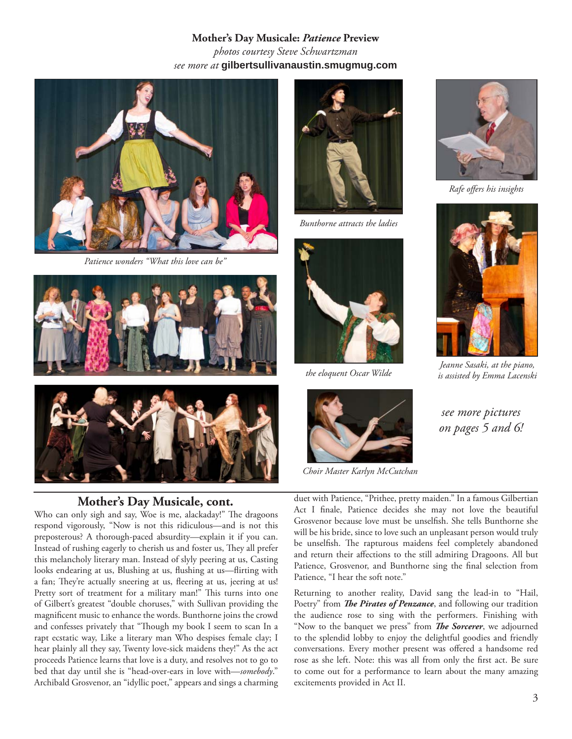**Mother's Day Musicale: *Patience* Preview**

*photos courtesy Steve Schwartzman*

*see more at* **gilbertsullivanaustin.smugmug.com**

*Patience wonders "What this love can be"*

*Bunthorne attracts the ladies*

*Rafe offers his insights*

*the eloquent Oscar Wilde*

*Jeanne Sasaki, at the piano, is assisted by Emma Lacenski*

*Choir Master Karlyn McCutchan*

*see more pictures on pages 5 and 6!*

## Mother's Day Musicale, cont.

Who can only sigh and say, Woe is me, alackaday!" The dragoons respond vigorously, "Now is not this ridiculous—and is not this preposterous? A thorough-paced absurdity—explain it if you can. Instead of rushing eagerly to cherish us and foster us, They all prefer this melancholy literary man. Instead of slyly peering at us, Casting looks endearing at us, Blushing at us, flushing at us—flirting with a fan; They're actually sneering at us, fleering at us, jeering at us! Pretty sort of treatment for a military man!" This turns into one of Gilbert's greatest "double choruses," with Sullivan providing the magnificent music to enhance the words. Bunthorne joins the crowd and confesses privately that "Though my book I seem to scan In a rapt ecstatic way, Like a literary man Who despises female clay; I hear plainly all they say, Twenty love-sick maidens they!" As the act proceeds Patience learns that love is a duty, and resolves not to go to bed that day until she is "head-over-ears in love with—*somebody*." Archibald Grosvenor, an "idyllic poet," appears and sings a charming duet with Patience, "Prithee, pretty maiden." In a famous Gilbertian Act I finale, Patience decides she may not love the beautiful Grosvenor because love must be unselfish. She tells Bunthorne she will be his bride, since to love such an unpleasant person would truly be unselfish. The rapturous maidens feel completely abandoned and return their affections to the still admiring Dragoons. All but Patience, Grosvenor, and Bunthorne sing the final selection from Patience, "I hear the soft note."

Returning to another reality, David sang the lead-in to "Hail, Poetry" from ***The Pirates of Penzance***, and following our tradition the audience rose to sing with the performers. Finishing with "Now to the banquet we press" from ***The Sorcerer***, we adjourned to the splendid lobby to enjoy the delightful goodies and friendly conversations. Every mother present was offered a handsome red rose as she left. Note: this was all from only the first act. Be sure to come out for a performance to learn about the many amazing excitements provided in Act II.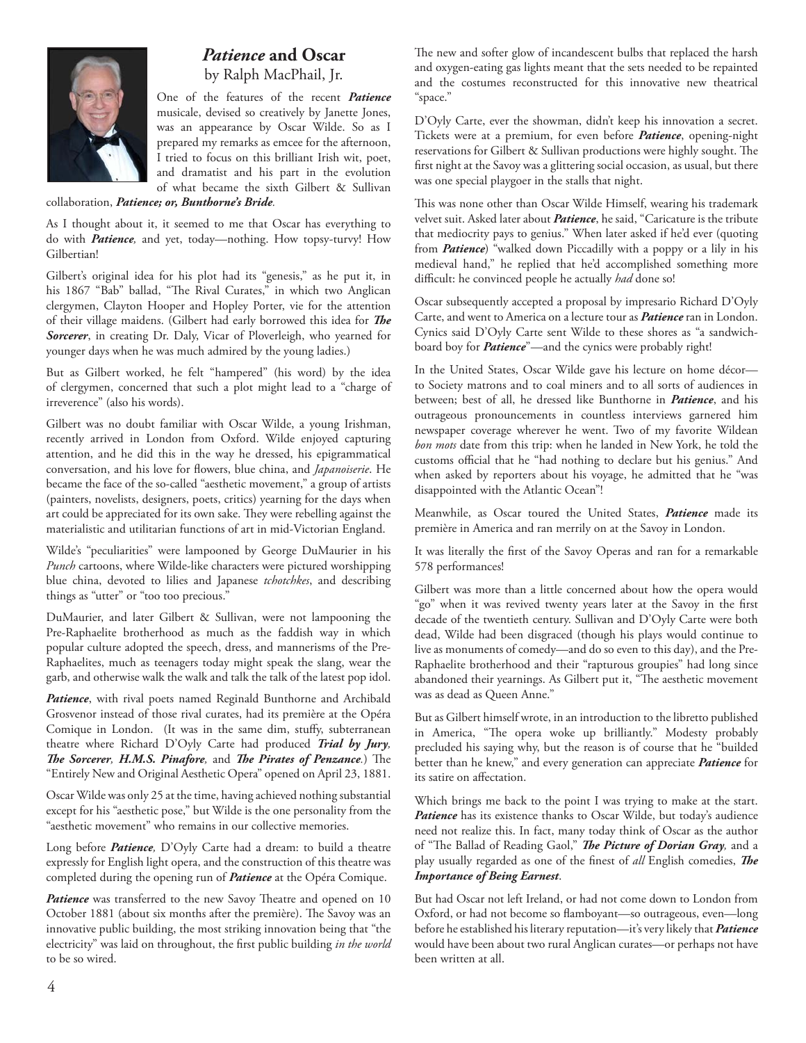## *Patience* and Oscar

by Ralph MacPhail, Jr.

One of the features of the recent ***Patience*** musicale, devised so creatively by Janette Jones, was an appearance by Oscar Wilde. So as I prepared my remarks as emcee for the afternoon, I tried to focus on this brilliant Irish wit, poet, and dramatist and his part in the evolution of what became the sixth Gilbert & Sullivan collaboration, ***Patience; or, Bunthorne's Bride***.

As I thought about it, it seemed to me that Oscar has everything to do with ***Patience***, and yet, today—nothing. How topsy-turvy! How Gilbertian!

Gilbert's original idea for his plot had its "genesis," as he put it, in his 1867 "Bab" ballad, "The Rival Curates," in which two Anglican clergymen, Clayton Hooper and Hopley Porter, vie for the attention of their village maidens. (Gilbert had early borrowed this idea for ***The Sorcerer***, in creating Dr. Daly, Vicar of Ploverleigh, who yearned for younger days when he was much admired by the young ladies.)

But as Gilbert worked, he felt "hampered" (his word) by the idea of clergymen, concerned that such a plot might lead to a "charge of irreverence" (also his words).

Gilbert was no doubt familiar with Oscar Wilde, a young Irishman, recently arrived in London from Oxford. Wilde enjoyed capturing attention, and he did this in the way he dressed, his epigrammatical conversation, and his love for flowers, blue china, and *Japanoiserie*. He became the face of the so-called "aesthetic movement," a group of artists (painters, novelists, designers, poets, critics) yearning for the days when art could be appreciated for its own sake. They were rebelling against the materialistic and utilitarian functions of art in mid-Victorian England.

Wilde's "peculiarities" were lampooned by George DuMaurier in his *Punch* cartoons, where Wilde-like characters were pictured worshipping blue china, devoted to lilies and Japanese *tchotchkes*, and describing things as "utter" or "too too precious."

DuMaurier, and later Gilbert & Sullivan, were not lampooning the Pre-Raphaelite brotherhood as much as the faddish way in which popular culture adopted the speech, dress, and mannerisms of the Pre-Raphaelites, much as teenagers today might speak the slang, wear the garb, and otherwise walk the walk and talk the talk of the latest pop idol.

***Patience***, with rival poets named Reginald Bunthorne and Archibald Grosvenor instead of those rival curates, had its première at the Opéra Comique in London. (It was in the same dim, stuffy, subterranean theatre where Richard D'Oyly Carte had produced ***Trial by Jury, The Sorcerer, H.M.S. Pinafore,*** and ***The Pirates of Penzance***.) The "Entirely New and Original Aesthetic Opera" opened on April 23, 1881.

Oscar Wilde was only 25 at the time, having achieved nothing substantial except for his "aesthetic pose," but Wilde is the one personality from the "aesthetic movement" who remains in our collective memories.

Long before ***Patience***, D'Oyly Carte had a dream: to build a theatre expressly for English light opera, and the construction of this theatre was completed during the opening run of ***Patience*** at the Opéra Comique.

***Patience*** was transferred to the new Savoy Theatre and opened on 10 October 1881 (about six months after the première). The Savoy was an innovative public building, the most striking innovation being that "the electricity" was laid on throughout, the first public building *in the world* to be so wired.

The new and softer glow of incandescent bulbs that replaced the harsh and oxygen-eating gas lights meant that the sets needed to be repainted and the costumes reconstructed for this innovative new theatrical "space."

D'Oyly Carte, ever the showman, didn't keep his innovation a secret. Tickets were at a premium, for even before ***Patience***, opening-night reservations for Gilbert & Sullivan productions were highly sought. The first night at the Savoy was a glittering social occasion, as usual, but there was one special playgoer in the stalls that night.

This was none other than Oscar Wilde Himself, wearing his trademark velvet suit. Asked later about ***Patience***, he said, "Caricature is the tribute that mediocrity pays to genius." When later asked if he'd ever (quoting from ***Patience***) "walked down Piccadilly with a poppy or a lily in his medieval hand," he replied that he'd accomplished something more difficult: he convinced people he actually *had* done so!

Oscar subsequently accepted a proposal by impresario Richard D'Oyly Carte, and went to America on a lecture tour as ***Patience*** ran in London. Cynics said D'Oyly Carte sent Wilde to these shores as "a sandwich-board boy for ***Patience***"—and the cynics were probably right!

In the United States, Oscar Wilde gave his lecture on home décor—to Society matrons and to coal miners and to all sorts of audiences in between; best of all, he dressed like Bunthorne in ***Patience***, and his outrageous pronouncements in countless interviews garnered him newspaper coverage wherever he went. Two of my favorite Wildean *bon mots* date from this trip: when he landed in New York, he told the customs official that he "had nothing to declare but his genius." And when asked by reporters about his voyage, he admitted that he "was disappointed with the Atlantic Ocean"!

Meanwhile, as Oscar toured the United States, ***Patience*** made its première in America and ran merrily on at the Savoy in London.

It was literally the first of the Savoy Operas and ran for a remarkable 578 performances!

Gilbert was more than a little concerned about how the opera would "go" when it was revived twenty years later at the Savoy in the first decade of the twentieth century. Sullivan and D'Oyly Carte were both dead, Wilde had been disgraced (though his plays would continue to live as monuments of comedy—and do so even to this day), and the Pre-Raphaelite brotherhood and their "rapturous groupies" had long since abandoned their yearnings. As Gilbert put it, "The aesthetic movement was as dead as Queen Anne."

But as Gilbert himself wrote, in an introduction to the libretto published in America, "The opera woke up brilliantly." Modesty probably precluded his saying why, but the reason is of course that he "builded better than he knew," and every generation can appreciate ***Patience*** for its satire on affectation.

Which brings me back to the point I was trying to make at the start. ***Patience*** has its existence thanks to Oscar Wilde, but today's audience need not realize this. In fact, many today think of Oscar as the author of "The Ballad of Reading Gaol," ***The Picture of Dorian Gray,*** and a play usually regarded as one of the finest of *all* English comedies, ***The Importance of Being Earnest***.

But had Oscar not left Ireland, or had not come down to London from Oxford, or had not become so flamboyant—so outrageous, even—long before he established his literary reputation—it's very likely that ***Patience*** would have been about two rural Anglican curates—or perhaps not have been written at all.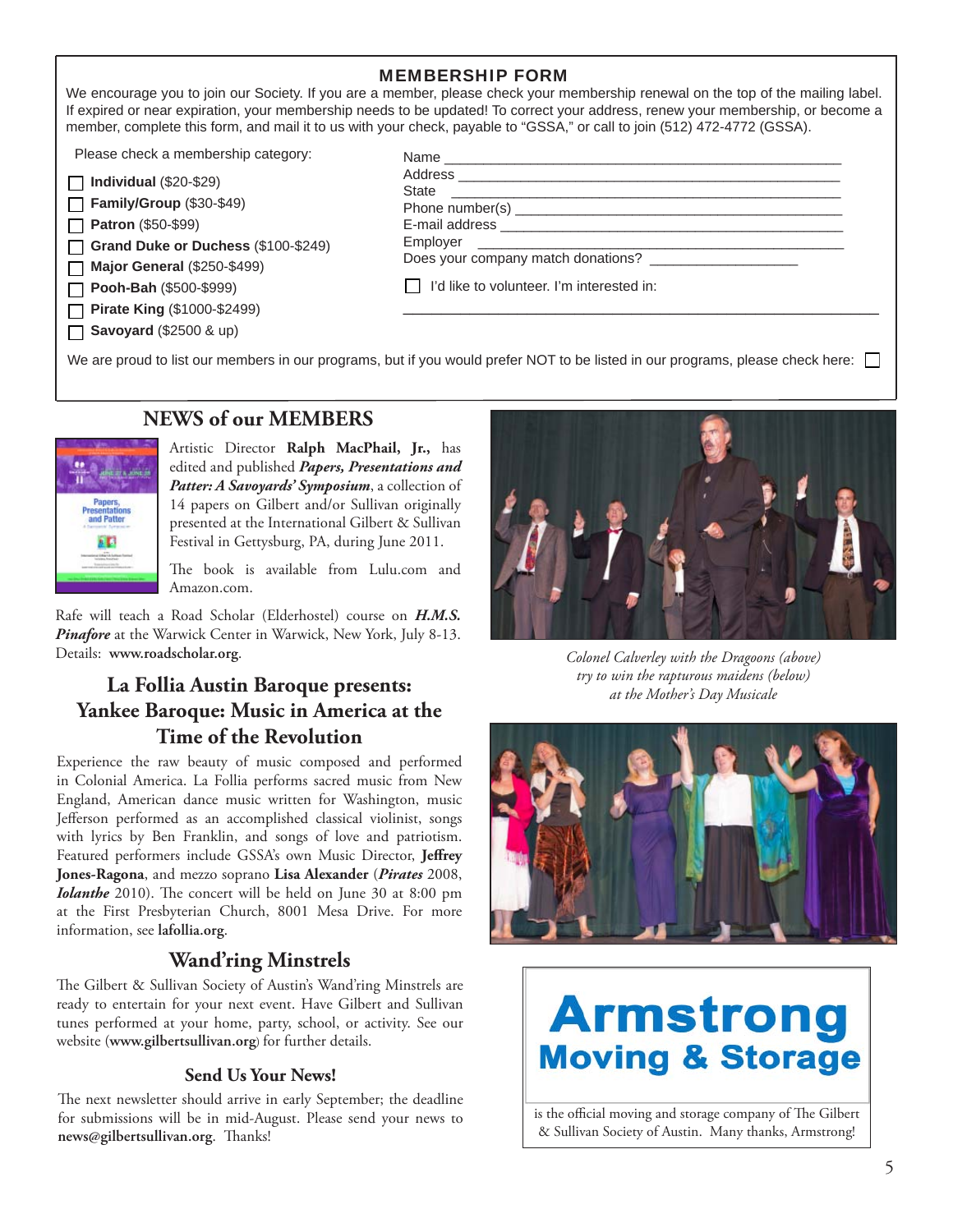## MEMBERSHIP FORM

We encourage you to join our Society. If you are a member, please check your membership renewal on the top of the mailing label. If expired or near expiration, your membership needs to be updated! To correct your address, renew your membership, or become a member, complete this form, and mail it to us with your check, payable to "GSSA," or call to join (512) 472-4772 (GSSA).

Please check a membership category:

- ☐ **Individual** ($20-$29)
- ☐ **Family/Group** ($30-$49)
- ☐ **Patron** ($50-$99)
- ☐ **Grand Duke or Duchess** ($100-$249)
- ☐ **Major General** ($250-$499)
- ☐ **Pooh-Bah** ($500-$999)
- ☐ **Pirate King** ($1000-$2499)
- ☐ **Savoyard** ($2500 & up)

Name ______________________________________________

Address ____________________________________________

State ______________________________________________

Phone number(s) ____________________________________

E-mail address ______________________________________

Employer ___________________________________________

Does your company match donations? _________________

☐ I'd like to volunteer. I'm interested in:

______________________________________________________

We are proud to list our members in our programs, but if you would prefer NOT to be listed in our programs, please check here: ☐

## NEWS of our MEMBERS

Artistic Director **Ralph MacPhail, Jr.,** has edited and published ***Papers, Presentations and Patter: A Savoyards' Symposium***, a collection of 14 papers on Gilbert and/or Sullivan originally presented at the International Gilbert & Sullivan Festival in Gettysburg, PA, during June 2011.

The book is available from Lulu.com and Amazon.com.

Rafe will teach a Road Scholar (Elderhostel) course on ***H.M.S. Pinafore*** at the Warwick Center in Warwick, New York, July 8-13. Details: **www.roadscholar.org**.

## La Follia Austin Baroque presents: Yankee Baroque: Music in America at the Time of the Revolution

Experience the raw beauty of music composed and performed in Colonial America. La Follia performs sacred music from New England, American dance music written for Washington, music Jefferson performed as an accomplished classical violinist, songs with lyrics by Ben Franklin, and songs of love and patriotism. Featured performers include GSSA's own Music Director, **Jeffrey Jones-Ragona**, and mezzo soprano **Lisa Alexander** (***Pirates*** 2008, ***Iolanthe*** 2010). The concert will be held on June 30 at 8:00 pm at the First Presbyterian Church, 8001 Mesa Drive. For more information, see **lafollia.org**.

## Wand'ring Minstrels

The Gilbert & Sullivan Society of Austin's Wand'ring Minstrels are ready to entertain for your next event. Have Gilbert and Sullivan tunes performed at your home, party, school, or activity. See our website (**www.gilbertsullivan.org**) for further details.

### Send Us Your News!

The next newsletter should arrive in early September; the deadline for submissions will be in mid-August. Please send your news to **news@gilbertsullivan.org**. Thanks!

*Colonel Calverley with the Dragoons (above) try to win the rapturous maidens (below) at the Mother's Day Musicale*

**Armstrong Moving & Storage**

is the official moving and storage company of The Gilbert & Sullivan Society of Austin. Many thanks, Armstrong!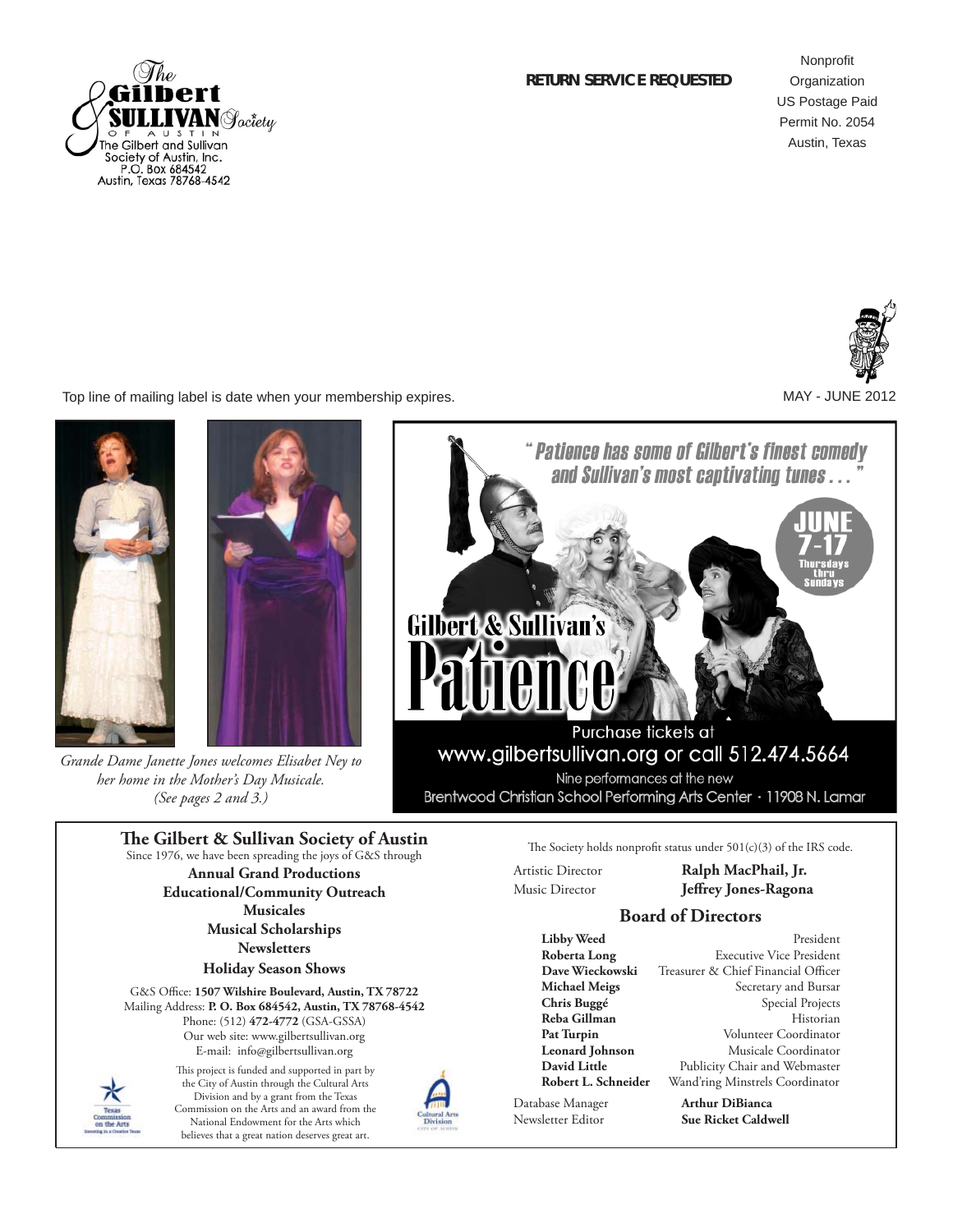The Gilbert & Sullivan Society of Austin

The Gilbert and Sullivan Society of Austin, Inc.
P.O. Box 684542
Austin, Texas 78768-4542

**RETURN SERVICE REQUESTED**

Nonprofit
Organization
US Postage Paid
Permit No. 2054
Austin, Texas

Top line of mailing label is date when your membership expires.

MAY - JUNE 2012

*Grande Dame Janette Jones welcomes Elisabet Ney to her home in the Mother's Day Musicale. (See pages 2 and 3.)*

"Patience has some of Gilbert's finest comedy and Sullivan's most captivating tunes . . ."

Gilbert & Sullivan's

# Patience

JUNE 7-17
Thursdays thru Sundays

Purchase tickets at
www.gilbertsullivan.org or call 512.474.5664
Nine performances at the new
Brentwood Christian School Performing Arts Center · 11908 N. Lamar

## The Gilbert & Sullivan Society of Austin

Since 1976, we have been spreading the joys of G&S through

**Annual Grand Productions**
**Educational/Community Outreach**
**Musicales**
**Musical Scholarships**
**Newsletters**
**Holiday Season Shows**

G&S Office: **1507 Wilshire Boulevard, Austin, TX 78722**
Mailing Address: **P. O. Box 684542, Austin, TX 78768-4542**
Phone: (512) **472-4772** (GSA-GSSA)
Our web site: www.gilbertsullivan.org
E-mail: info@gilbertsullivan.org

This project is funded and supported in part by the City of Austin through the Cultural Arts Division and by a grant from the Texas Commission on the Arts and an award from the National Endowment for the Arts which believes that a great nation deserves great art.

Texas Commission on the Arts — Investing in a Creative Texas

Cultural Arts Division — City of Austin

The Society holds nonprofit status under 501(c)(3) of the IRS code.

Artistic Director **Ralph MacPhail, Jr.**
Music Director **Jeffrey Jones-Ragona**

### Board of Directors

| | |
|---|---|
| **Libby Weed** | President |
| **Roberta Long** | Executive Vice President |
| **Dave Wieckowski** | Treasurer & Chief Financial Officer |
| **Michael Meigs** | Secretary and Bursar |
| **Chris Buggé** | Special Projects |
| **Reba Gillman** | Historian |
| **Pat Turpin** | Volunteer Coordinator |
| **Leonard Johnson** | Musicale Coordinator |
| **David Little** | Publicity Chair and Webmaster |
| **Robert L. Schneider** | Wand'ring Minstrels Coordinator |

Database Manager **Arthur DiBianca**
Newsletter Editor **Sue Ricket Caldwell**